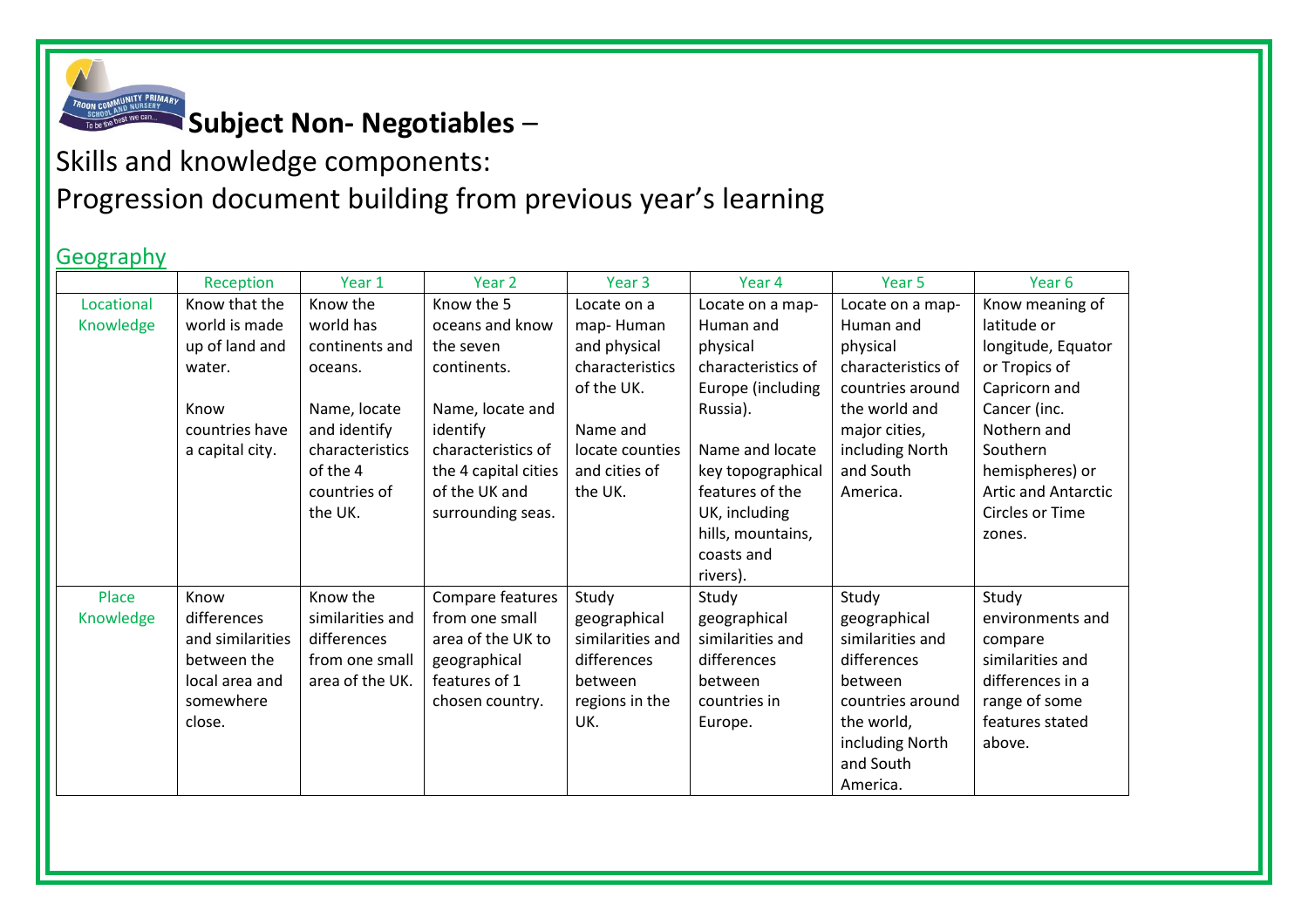# Subject Non- Negotiables –

Skills and knowledge components:

Progression document building from previous year's learning

## Geography

| | Reception | Year 1 | Year 2 | Year 3 | Year 4 | Year 5 | Year 6 |
|---|---|---|---|---|---|---|---|
| Locational Knowledge | Know that the world is made up of land and water.<br><br>Know countries have a capital city. | Know the world has continents and oceans.<br><br>Name, locate and identify characteristics of the 4 countries of the UK. | Know the 5 oceans and know the seven continents.<br><br>Name, locate and identify characteristics of the 4 capital cities of the UK and surrounding seas. | Locate on a map- Human and physical characteristics of the UK.<br><br>Name and locate counties and cities of the UK. | Locate on a map- Human and physical characteristics of Europe (including Russia).<br><br>Name and locate key topographical features of the UK, including hills, mountains, coasts and rivers). | Locate on a map- Human and physical characteristics of countries around the world and major cities, including North and South America. | Know meaning of latitude or longitude, Equator or Tropics of Capricorn and Cancer (inc. Nothern and Southern hemispheres) or Artic and Antarctic Circles or Time zones. |
| Place Knowledge | Know differences and similarities between the local area and somewhere close. | Know the similarities and differences from one small area of the UK. | Compare features from one small area of the UK to geographical features of 1 chosen country. | Study geographical similarities and differences between regions in the UK. | Study geographical similarities and differences between countries in Europe. | Study geographical similarities and differences between countries around the world, including North and South America. | Study environments and compare similarities and differences in a range of some features stated above. |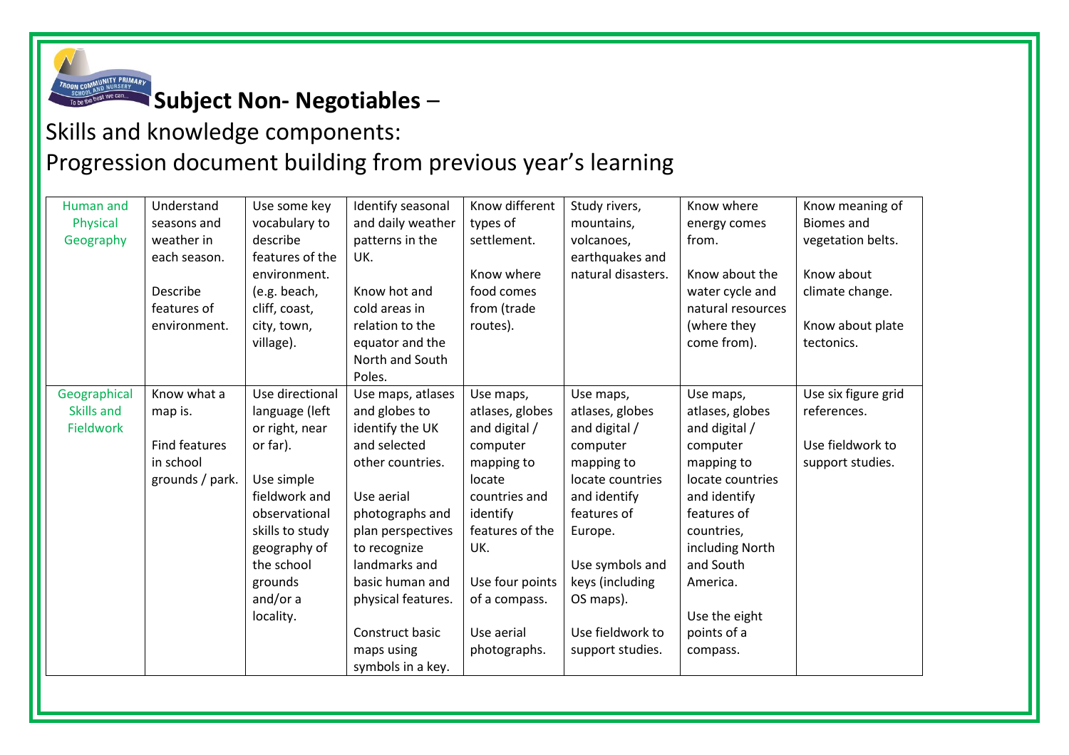**Subject Non- Negotiables** –

Skills and knowledge components:

Progression document building from previous year's learning

| | | | | | | | |
|---|---|---|---|---|---|---|---|
| Human and Physical Geography | Understand seasons and weather in each season.<br><br>Describe features of environment. | Use some key vocabulary to describe features of the environment. (e.g. beach, cliff, coast, city, town, village). | Identify seasonal and daily weather patterns in the UK.<br><br>Know hot and cold areas in relation to the equator and the North and South Poles. | Know different types of settlement.<br><br>Know where food comes from (trade routes). | Study rivers, mountains, volcanoes, earthquakes and natural disasters. | Know where energy comes from.<br><br>Know about the water cycle and natural resources (where they come from). | Know meaning of Biomes and vegetation belts.<br><br>Know about climate change.<br><br>Know about plate tectonics. |
| Geographical Skills and Fieldwork | Know what a map is.<br><br>Find features in school grounds / park. | Use directional language (left or right, near or far).<br><br>Use simple fieldwork and observational skills to study geography of the school grounds and/or a locality. | Use maps, atlases and globes to identify the UK and selected other countries.<br><br>Use aerial photographs and plan perspectives to recognize landmarks and basic human and physical features.<br><br>Construct basic maps using symbols in a key. | Use maps, atlases, globes and digital / computer mapping to locate countries and identify features of the UK.<br><br>Use four points of a compass.<br><br>Use aerial photographs. | Use maps, atlases, globes and digital / computer mapping to locate countries and identify features of Europe.<br><br>Use symbols and keys (including OS maps).<br><br>Use fieldwork to support studies. | Use maps, atlases, globes and digital / computer mapping to locate countries and identify features of countries, including North and South America.<br><br>Use the eight points of a compass. | Use six figure grid references.<br><br>Use fieldwork to support studies. |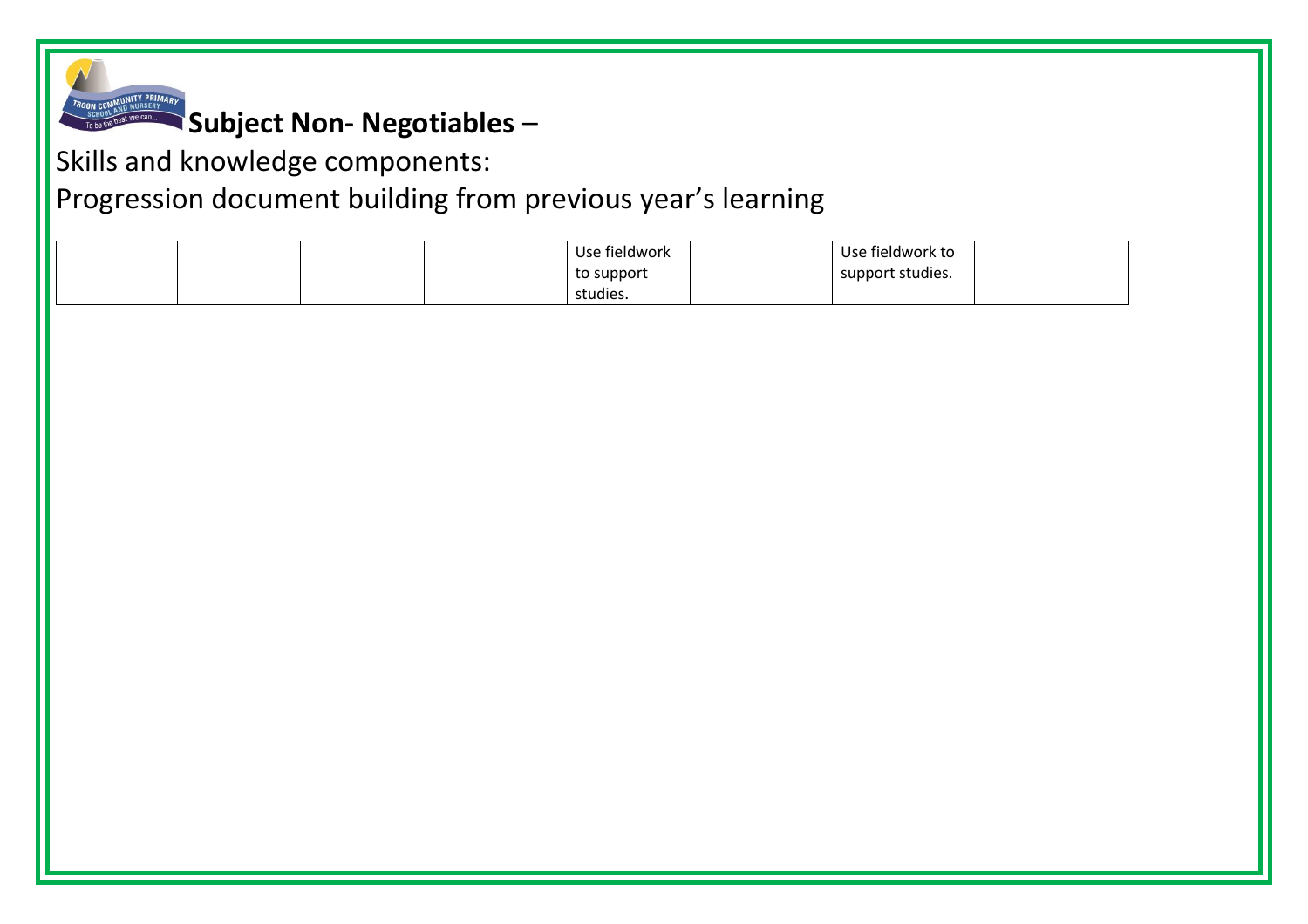**Subject Non- Negotiables** –

Skills and knowledge components:

Progression document building from previous year's learning

| | | | | | | | |
|---|---|---|---|---|---|---|---|
| | | | | Use fieldwork to support studies. | | Use fieldwork to support studies. | |